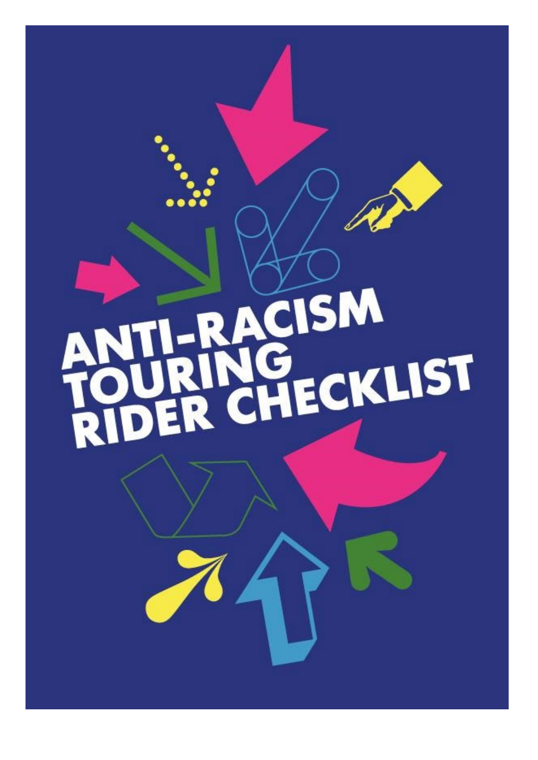# ANTI-RACISM TOURING RIDER CHECKLIST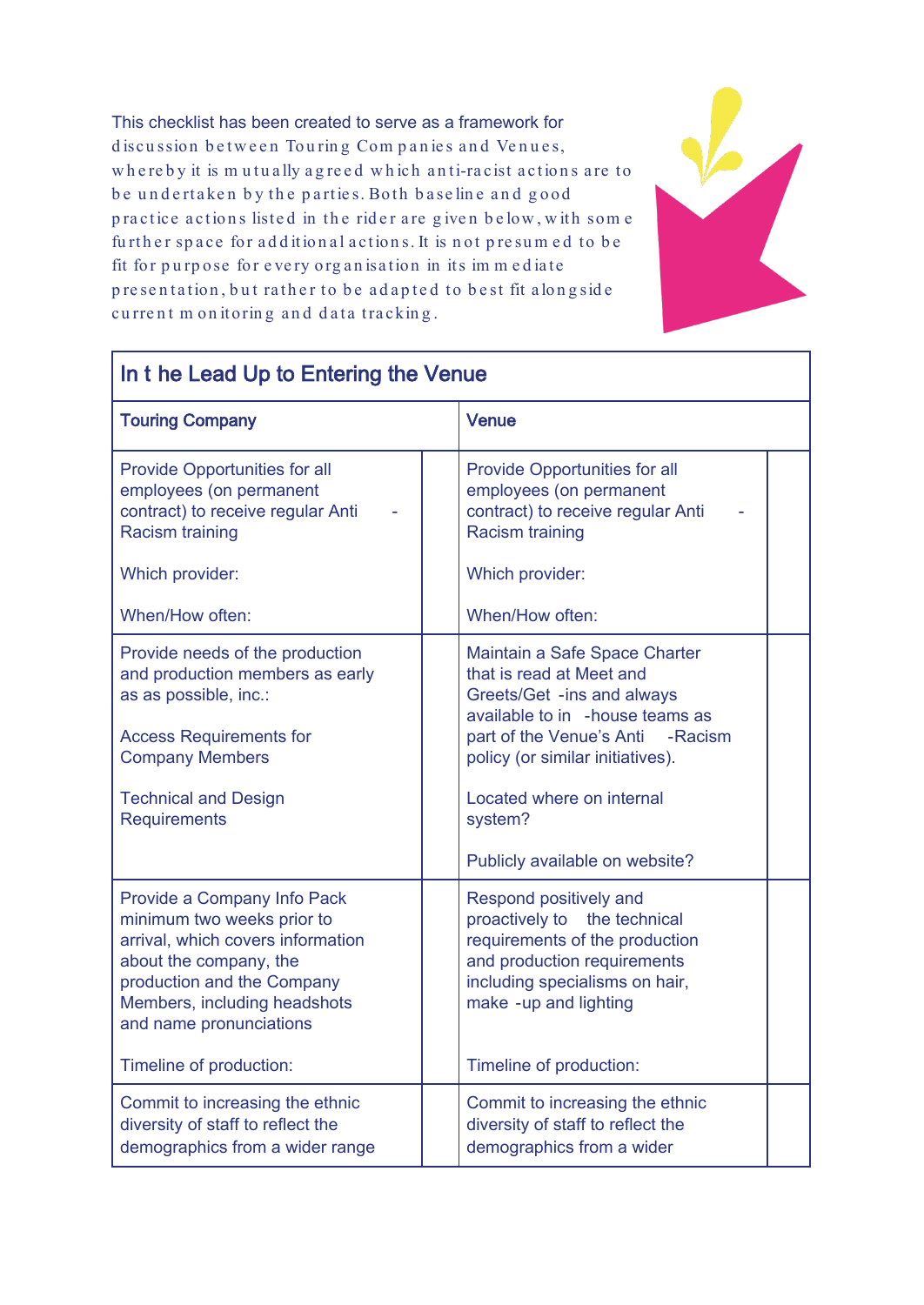This checklist has been created to serve as a framework for discussion between Touring Companies and Venues, whereby it is mutually agreed which anti-racist actions are to be undertaken by the parties. Both baseline and good practice actions listed in the rider are given below, with some further space for additional actions. It is not presumed to be fit for purpose for every organisation in its immediate presentation, but rather to be adapted to best fit alongside current monitoring and data tracking.

| In the Lead Up to Entering the Venue | | | |
|---|---|---|---|
| **Touring Company** | | **Venue** | |
| Provide Opportunities for all employees (on permanent contract) to receive regular Anti-Racism training<br><br>Which provider:<br><br>When/How often: | | Provide Opportunities for all employees (on permanent contract) to receive regular Anti-Racism training<br><br>Which provider:<br><br>When/How often: | |
| Provide needs of the production and production members as early as as possible, inc.:<br><br>Access Requirements for Company Members<br><br>Technical and Design Requirements | | Maintain a Safe Space Charter that is read at Meet and Greets/Get-ins and always available to in-house teams as part of the Venue's Anti-Racism policy (or similar initiatives).<br><br>Located where on internal system?<br><br>Publicly available on website? | |
| Provide a Company Info Pack minimum two weeks prior to arrival, which covers information about the company, the production and the Company Members, including headshots and name pronunciations<br><br>Timeline of production: | | Respond positively and proactively to the technical requirements of the production and production requirements including specialisms on hair, make-up and lighting<br><br>Timeline of production: | |
| Commit to increasing the ethnic diversity of staff to reflect the demographics from a wider range | | Commit to increasing the ethnic diversity of staff to reflect the demographics from a wider | |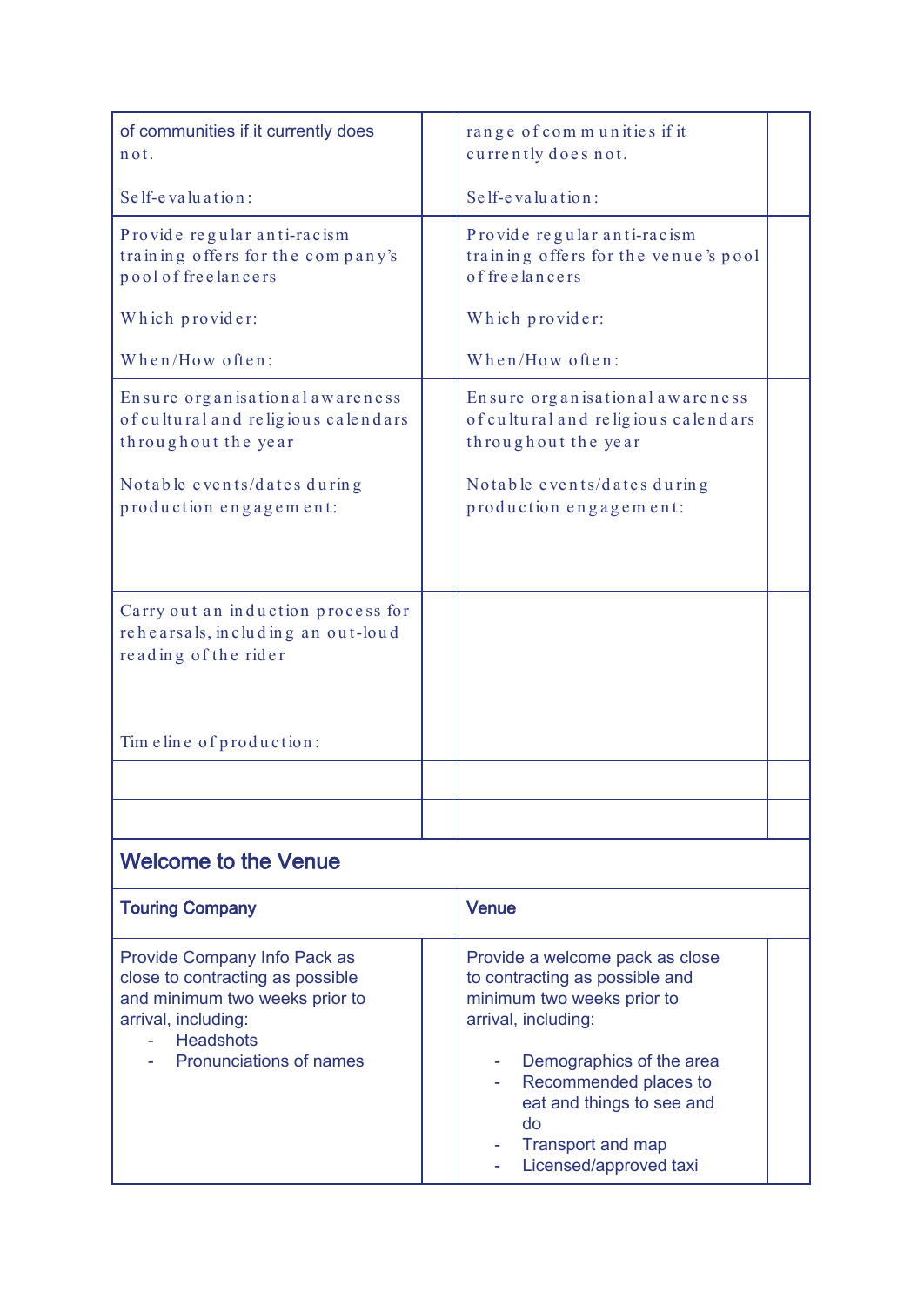| Touring Company | | Venue | |
|---|---|---|---|
| of communities if it currently does not.<br><br>Self-evaluation: | | range of communities if it currently does not.<br><br>Self-evaluation: | |
| Provide regular anti-racism training offers for the company's pool of freelancers<br><br>Which provider:<br><br>When/How often: | | Provide regular anti-racism training offers for the venue's pool of freelancers<br><br>Which provider:<br><br>When/How often: | |
| Ensure organisational awareness of cultural and religious calendars throughout the year<br><br>Notable events/dates during production engagement: | | Ensure organisational awareness of cultural and religious calendars throughout the year<br><br>Notable events/dates during production engagement: | |
| Carry out an induction process for rehearsals, including an out-loud reading of the rider<br><br>Timeline of production: | | | |
| | | | |
| | | | |

## Welcome to the Venue

| Touring Company | | Venue | |
|---|---|---|---|
| Provide Company Info Pack as close to contracting as possible and minimum two weeks prior to arrival, including:<br>- Headshots<br>- Pronunciations of names | | Provide a welcome pack as close to contracting as possible and minimum two weeks prior to arrival, including:<br>- Demographics of the area<br>- Recommended places to eat and things to see and do<br>- Transport and map<br>- Licensed/approved taxi | |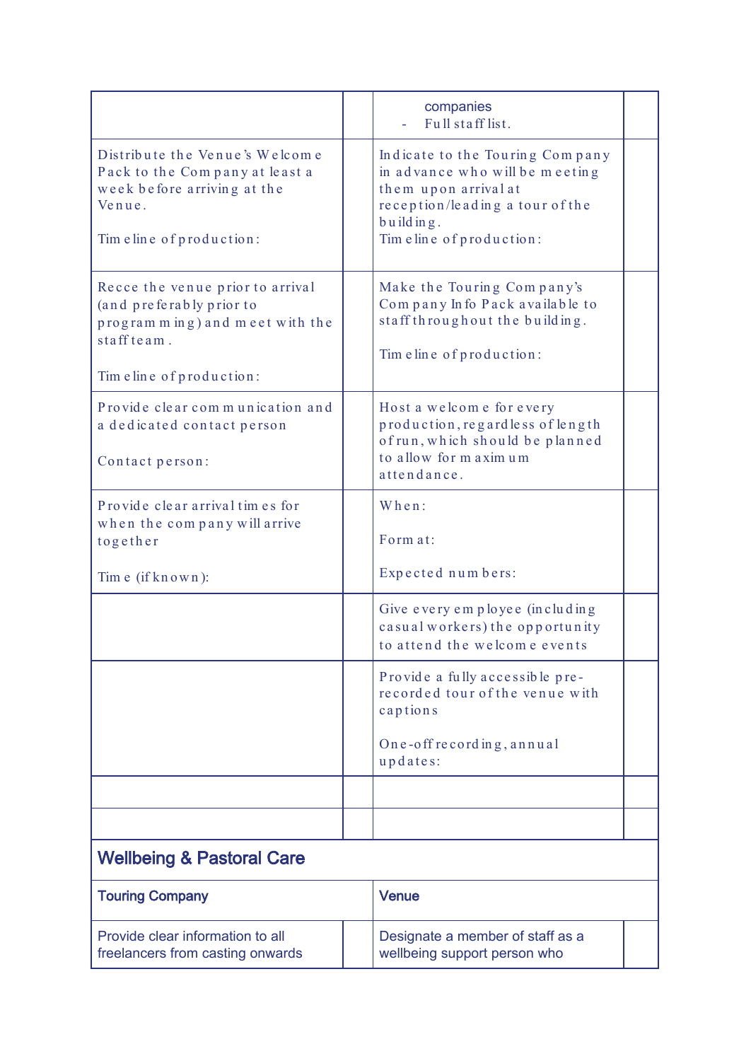| | | | |
|---|---|---|---|
| | | companies<br>- Full staff list. | |
| Distribute the Venue's Welcome Pack to the Company at least a week before arriving at the Venue.<br><br>Timeline of production: | | Indicate to the Touring Company in advance who will be meeting them upon arrival at reception/leading a tour of the building.<br>Timeline of production: | |
| Recce the venue prior to arrival (and preferably prior to programming) and meet with the staff team.<br><br>Timeline of production: | | Make the Touring Company's Company Info Pack available to staff throughout the building.<br><br>Timeline of production: | |
| Provide clear communication and a dedicated contact person<br><br>Contact person: | | Host a welcome for every production, regardless of length of run, which should be planned to allow for maximum attendance. | |
| Provide clear arrival times for when the company will arrive together<br><br>Time (if known): | | When:<br><br>Format:<br><br>Expected numbers: | |
| | | Give every employee (including casual workers) the opportunity to attend the welcome events | |
| | | Provide a fully accessible pre-recorded tour of the venue with captions<br><br>One-off recording, annual updates: | |
| | | | |
| | | | |

## Wellbeing & Pastoral Care

| Touring Company | | Venue | |
|---|---|---|---|
| Provide clear information to all freelancers from casting onwards | | Designate a member of staff as a wellbeing support person who | |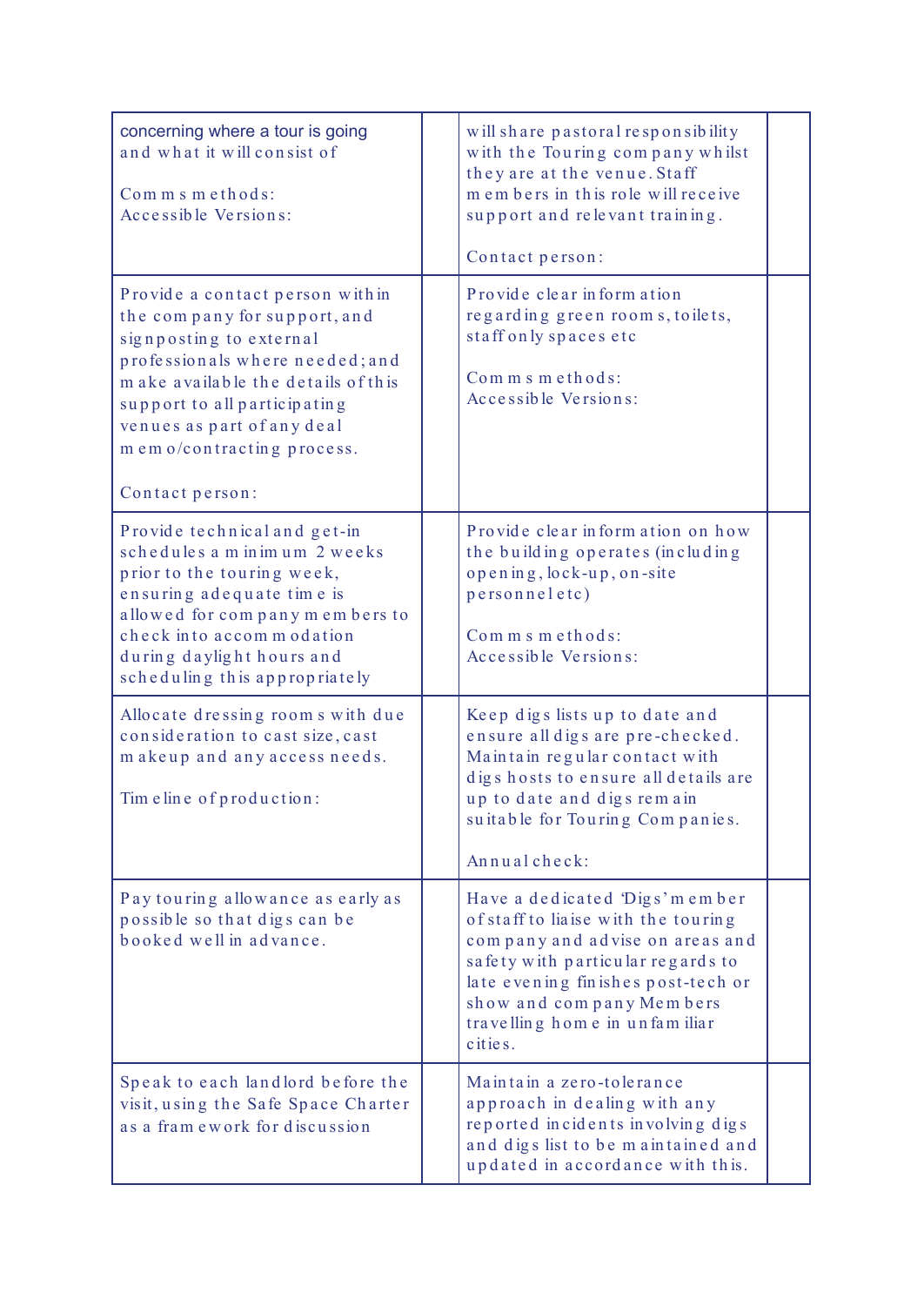| | | | |
|---|---|---|---|
| concerning where a tour is going and what it will consist of<br><br>Comms methods:<br>Accessible Versions: | | will share pastoral responsibility with the Touring company whilst they are at the venue. Staff members in this role will receive support and relevant training.<br><br>Contact person: | |
| Provide a contact person within the company for support, and signposting to external professionals where needed; and make available the details of this support to all participating venues as part of any deal memo/contracting process.<br><br>Contact person: | | Provide clear information regarding green rooms, toilets, staff only spaces etc<br><br>Comms methods:<br>Accessible Versions: | |
| Provide technical and get-in schedules a minimum 2 weeks prior to the touring week, ensuring adequate time is allowed for company members to check into accommodation during daylight hours and scheduling this appropriately | | Provide clear information on how the building operates (including opening, lock-up, on-site personnel etc)<br><br>Comms methods:<br>Accessible Versions: | |
| Allocate dressing rooms with due consideration to cast size, cast makeup and any access needs.<br><br>Timeline of production: | | Keep digs lists up to date and ensure all digs are pre-checked. Maintain regular contact with digs hosts to ensure all details are up to date and digs remain suitable for Touring Companies.<br><br>Annual check: | |
| Pay touring allowance as early as possible so that digs can be booked well in advance. | | Have a dedicated 'Digs' member of staff to liaise with the touring company and advise on areas and safety with particular regards to late evening finishes post-tech or show and company Members travelling home in unfamiliar cities. | |
| Speak to each landlord before the visit, using the Safe Space Charter as a framework for discussion | | Maintain a zero-tolerance approach in dealing with any reported incidents involving digs and digs list to be maintained and updated in accordance with this. | |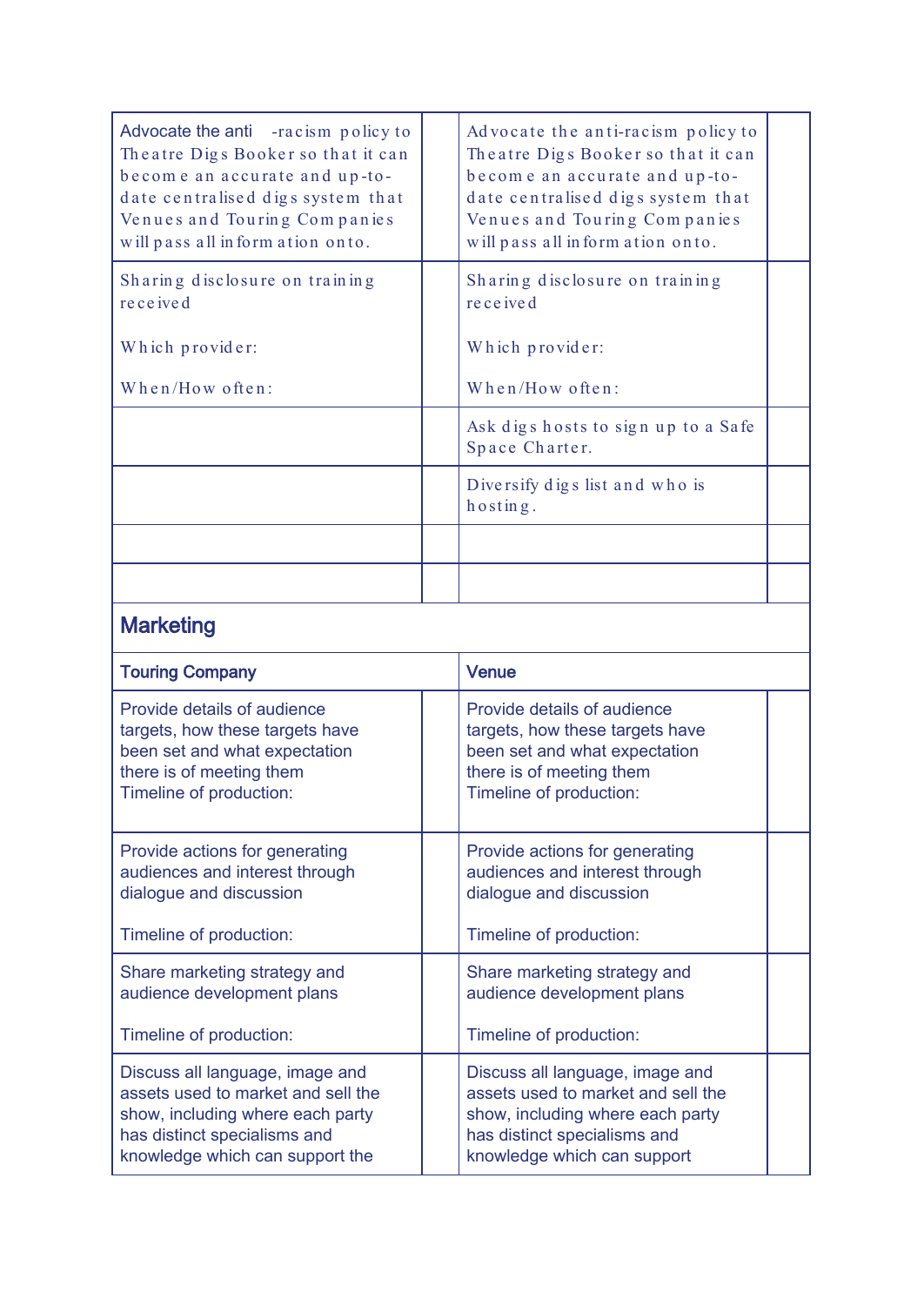| | | | |
|---|---|---|---|
| Advocate the anti-racism policy to Theatre Digs Booker so that it can become an accurate and up-to-date centralised digs system that Venues and Touring Companies will pass all information onto. | | Advocate the anti-racism policy to Theatre Digs Booker so that it can become an accurate and up-to-date centralised digs system that Venues and Touring Companies will pass all information onto. | |
| Sharing disclosure on training received<br><br>Which provider:<br><br>When/How often: | | Sharing disclosure on training received<br><br>Which provider:<br><br>When/How often: | |
| | | Ask digs hosts to sign up to a Safe Space Charter. | |
| | | Diversify digs list and who is hosting. | |
| | | | |
| | | | |

## Marketing

| Touring Company | | Venue | |
|---|---|---|---|
| Provide details of audience targets, how these targets have been set and what expectation there is of meeting them<br>Timeline of production: | | Provide details of audience targets, how these targets have been set and what expectation there is of meeting them<br>Timeline of production: | |
| Provide actions for generating audiences and interest through dialogue and discussion<br><br>Timeline of production: | | Provide actions for generating audiences and interest through dialogue and discussion<br><br>Timeline of production: | |
| Share marketing strategy and audience development plans<br><br>Timeline of production: | | Share marketing strategy and audience development plans<br><br>Timeline of production: | |
| Discuss all language, image and assets used to market and sell the show, including where each party has distinct specialisms and knowledge which can support the | | Discuss all language, image and assets used to market and sell the show, including where each party has distinct specialisms and knowledge which can support | |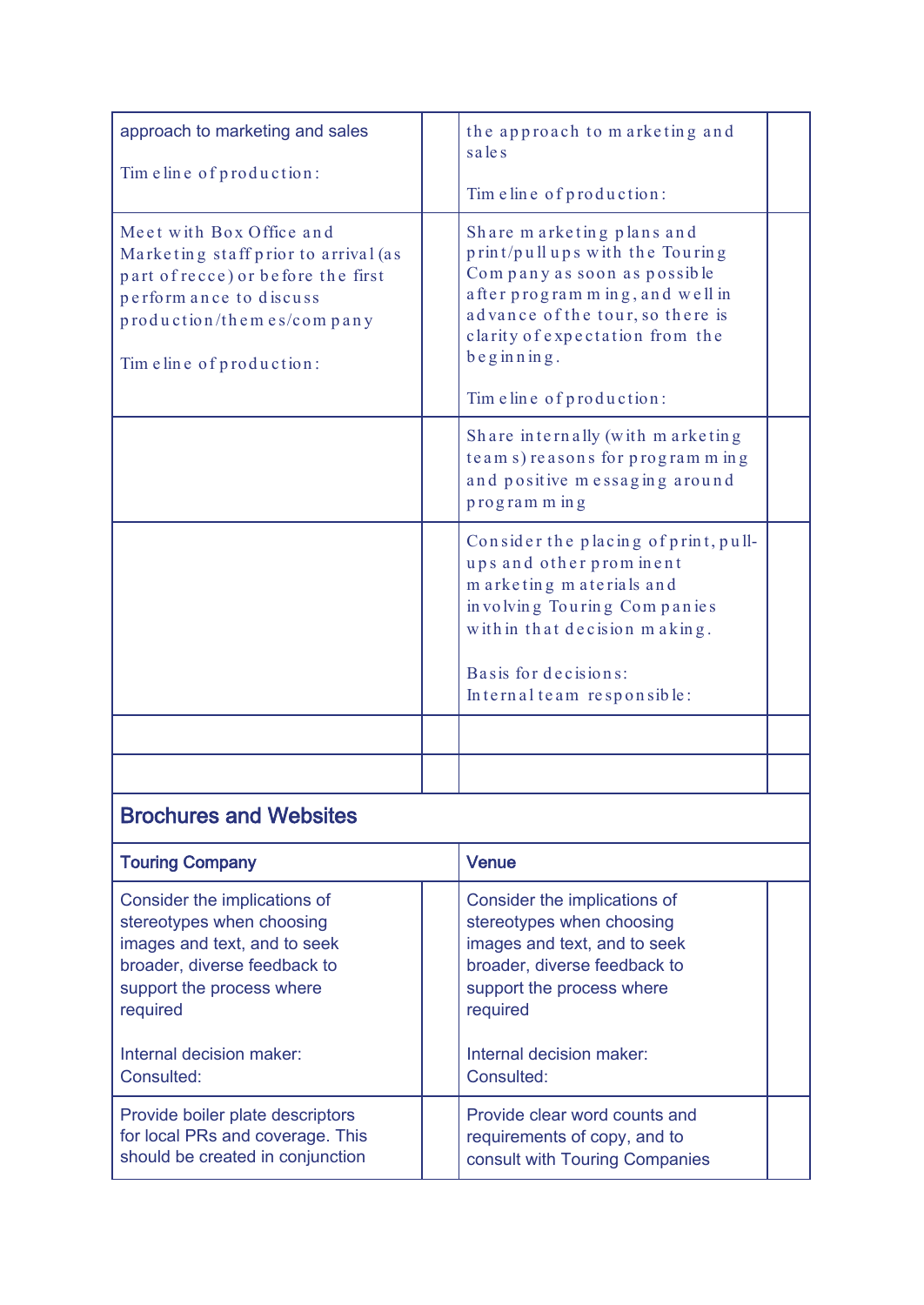| | | | |
|---|---|---|---|
| approach to marketing and sales<br><br>Timeline of production: | | the approach to marketing and sales<br><br>Timeline of production: | |
| Meet with Box Office and Marketing staff prior to arrival (as part of recce) or before the first performance to discuss production/themes/company<br><br>Timeline of production: | | Share marketing plans and print/pull ups with the Touring Company as soon as possible after programming, and well in advance of the tour, so there is clarity of expectation from the beginning.<br><br>Timeline of production: | |
| | | Share internally (with marketing teams) reasons for programming and positive messaging around programming | |
| | | Consider the placing of print, pull-ups and other prominent marketing materials and involving Touring Companies within that decision making.<br><br>Basis for decisions:<br>Internal team responsible: | |
| | | | |
| | | | |

## Brochures and Websites

| Touring Company | | Venue | |
|---|---|---|---|
| Consider the implications of stereotypes when choosing images and text, and to seek broader, diverse feedback to support the process where required<br><br>Internal decision maker:<br>Consulted: | | Consider the implications of stereotypes when choosing images and text, and to seek broader, diverse feedback to support the process where required<br><br>Internal decision maker:<br>Consulted: | |
| Provide boiler plate descriptors for local PRs and coverage. This should be created in conjunction | | Provide clear word counts and requirements of copy, and to consult with Touring Companies | |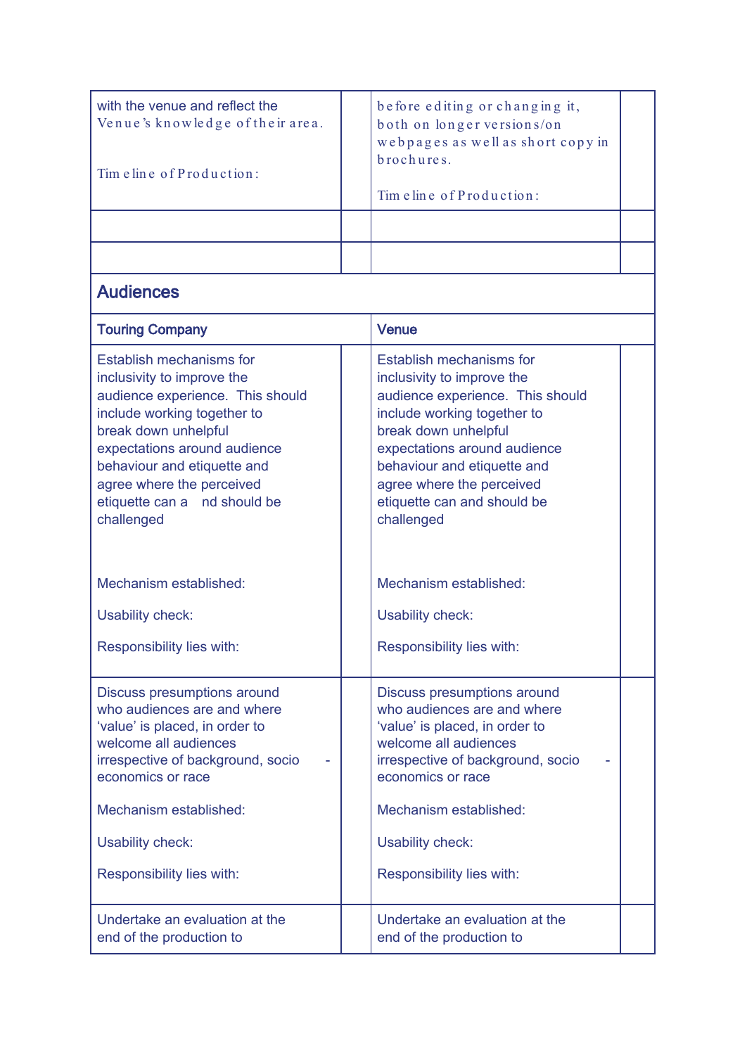| | | | |
|---|---|---|---|
| with the venue and reflect the Venue's knowledge of their area.<br><br>Timeline of Production: | | before editing or changing it, both on longer versions/on webpages as well as short copy in brochures.<br><br>Timeline of Production: | |
| | | | |
| | | | |

## Audiences

| Touring Company | | Venue | |
|---|---|---|---|
| Establish mechanisms for inclusivity to improve the audience experience. This should include working together to break down unhelpful expectations around audience behaviour and etiquette and agree where the perceived etiquette can and should be challenged<br><br>Mechanism established:<br><br>Usability check:<br><br>Responsibility lies with: | | Establish mechanisms for inclusivity to improve the audience experience. This should include working together to break down unhelpful expectations around audience behaviour and etiquette and agree where the perceived etiquette can and should be challenged<br><br>Mechanism established:<br><br>Usability check:<br><br>Responsibility lies with: | |
| Discuss presumptions around who audiences are and where 'value' is placed, in order to welcome all audiences irrespective of background, socio-economics or race<br><br>Mechanism established:<br><br>Usability check:<br><br>Responsibility lies with: | | Discuss presumptions around who audiences are and where 'value' is placed, in order to welcome all audiences irrespective of background, socio-economics or race<br><br>Mechanism established:<br><br>Usability check:<br><br>Responsibility lies with: | |
| Undertake an evaluation at the end of the production to | | Undertake an evaluation at the end of the production to | |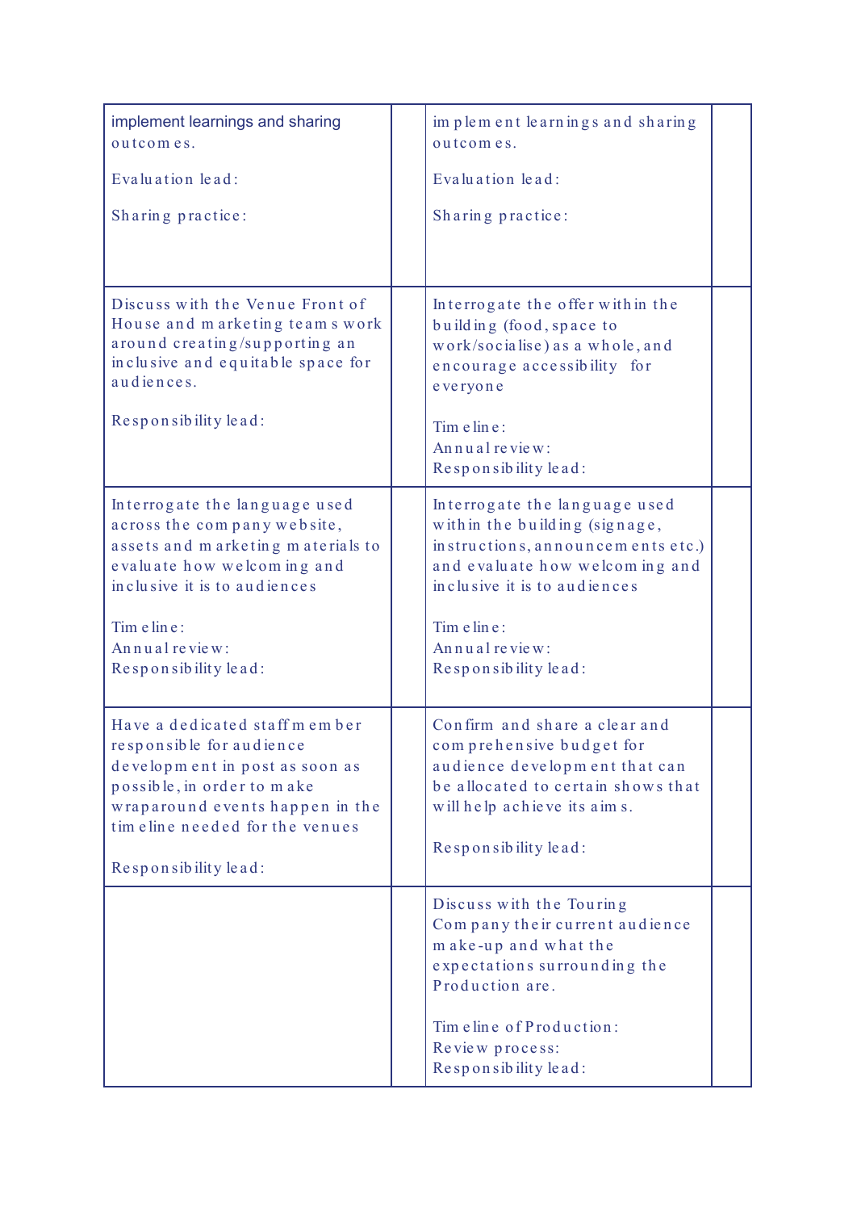| | | | |
|---|---|---|---|
| implement learnings and sharing outcomes.<br><br>Evaluation lead:<br><br>Sharing practice: | | implement learnings and sharing outcomes.<br><br>Evaluation lead:<br><br>Sharing practice: | |
| Discuss with the Venue Front of House and marketing teams work around creating/supporting an inclusive and equitable space for audiences.<br><br>Responsibility lead: | | Interrogate the offer within the building (food, space to work/socialise) as a whole, and encourage accessibility for everyone<br><br>Timeline:<br>Annual review:<br>Responsibility lead: | |
| Interrogate the language used across the company website, assets and marketing materials to evaluate how welcoming and inclusive it is to audiences<br><br>Timeline:<br>Annual review:<br>Responsibility lead: | | Interrogate the language used within the building (signage, instructions, announcements etc.) and evaluate how welcoming and inclusive it is to audiences<br><br>Timeline:<br>Annual review:<br>Responsibility lead: | |
| Have a dedicated staff member responsible for audience development in post as soon as possible, in order to make wraparound events happen in the timeline needed for the venues<br><br>Responsibility lead: | | Confirm and share a clear and comprehensive budget for audience development that can be allocated to certain shows that will help achieve its aims.<br><br>Responsibility lead: | |
| | | Discuss with the Touring Company their current audience make-up and what the expectations surrounding the Production are.<br><br>Timeline of Production:<br>Review process:<br>Responsibility lead: | |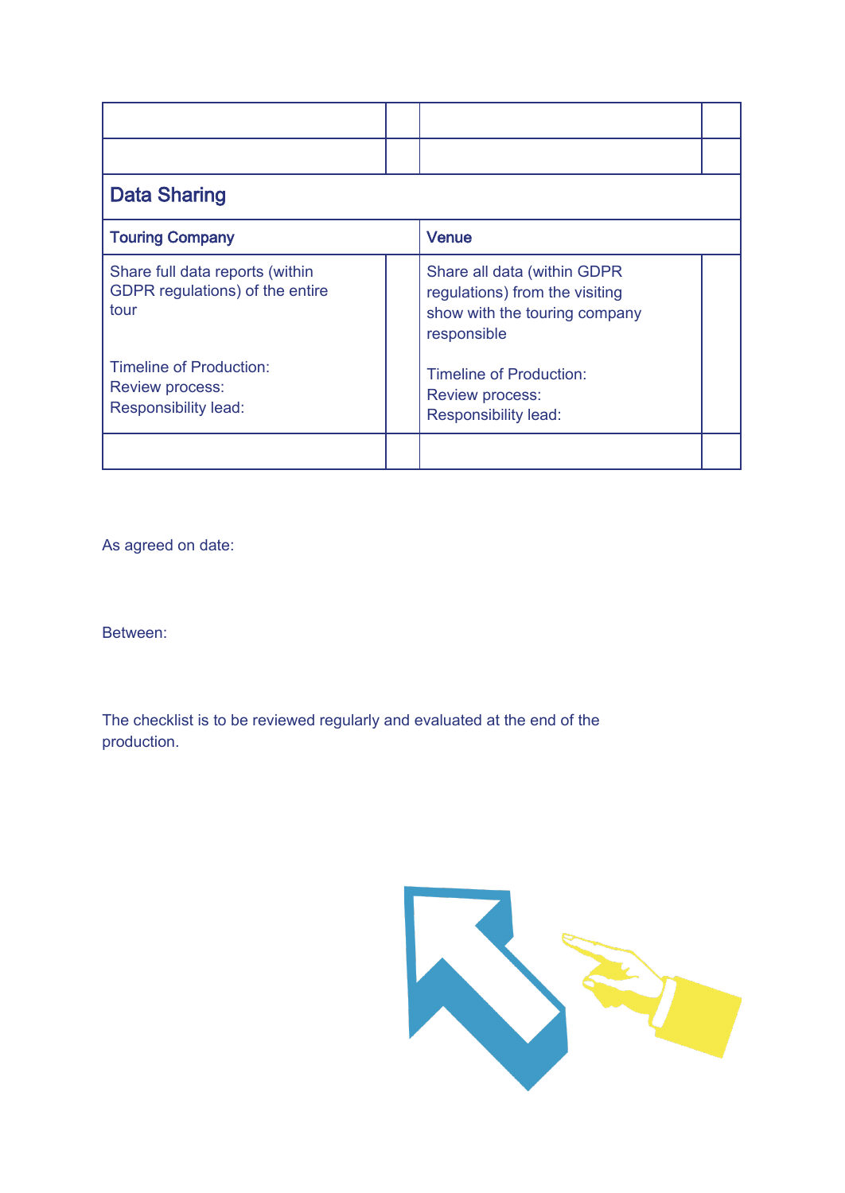| | | | |
|---|---|---|---|
| | | | |
| | | | |
| **Data Sharing** | | | |
| **Touring Company** | | **Venue** | |
| Share full data reports (within GDPR regulations) of the entire tour<br><br>Timeline of Production:<br>Review process:<br>Responsibility lead: | | Share all data (within GDPR regulations) from the visiting show with the touring company responsible<br><br>Timeline of Production:<br>Review process:<br>Responsibility lead: | |
| | | | |

As agreed on date:

Between:

The checklist is to be reviewed regularly and evaluated at the end of the production.